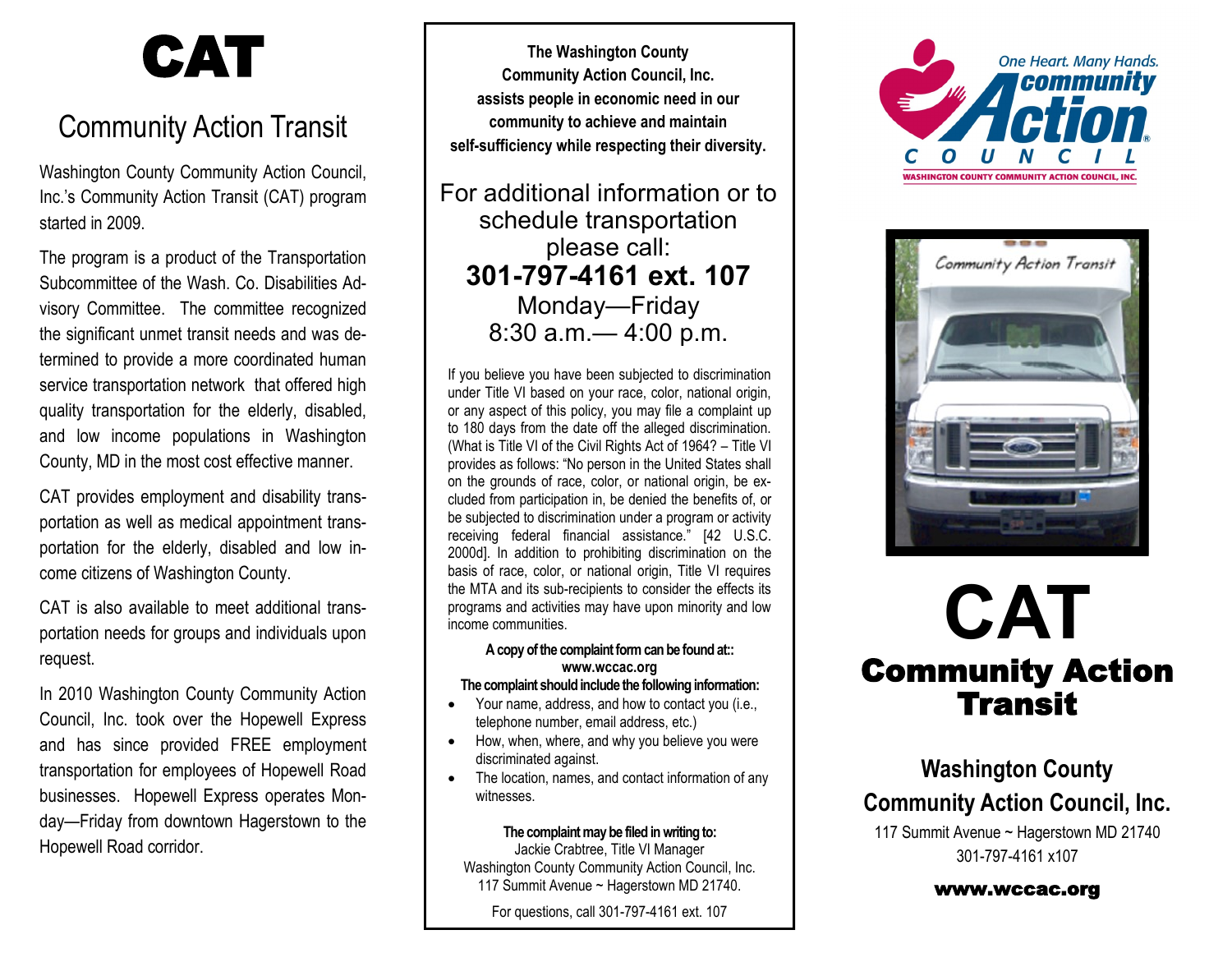# CAT

## Community Action Transit

Washington County Community Action Council, Inc.'s Community Action Transit (CAT) program started in 2009.

The program is a product of the Transportation Subcommittee of the Wash. Co. Disabilities Advisory Committee. The committee recognized the significant unmet transit needs and was determined to provide a more coordinated human service transportation network that offered high quality transportation for the elderly, disabled, and low income populations in Washington County, MD in the most cost effective manner.

CAT provides employment and disability transportation as well as medical appointment transportation for the elderly, disabled and low income citizens of Washington County.

CAT is also available to meet additional transportation needs for groups and individuals upon request.

In 2010 Washington County Community Action Council, Inc. took over the Hopewell Express and has since provided FREE employment transportation for employees of Hopewell Road businesses. Hopewell Express operates Monday—Friday from downtown Hagerstown to the Hopewell Road corridor.

**The Washington County Community Action Council, Inc. assists people in economic need in our community to achieve and maintain self-sufficiency while respecting their diversity.**

For additional information or to schedule transportation please call:

**301-797-4161 ext. 107**

Monday—Friday

8:30 a.m.— 4:00 p.m.

If you believe you have been subjected to discrimination under Title VI based on your race, color, national origin, or any aspect of this policy, you may file a complaint up to 180 days from the date off the alleged discrimination. (What is Title VI of the Civil Rights Act of 1964? – Title VI provides as follows: "No person in the United States shall on the grounds of race, color, or national origin, be excluded from participation in, be denied the benefits of, or be subjected to discrimination under a program or activity receiving federal financial assistance." [42 U.S.C. 2000d]. In addition to prohibiting discrimination on the basis of race, color, or national origin, Title VI requires the MTA and its sub-recipients to consider the effects its programs and activities may have upon minority and low income communities.

**A copy of the complaint form can be found at:: www.wccac.org**

**The complaint should include the following information:**

- Your name, address, and how to contact you (i.e., telephone number, email address, etc.)
- How, when, where, and why you believe you were discriminated against.
- The location, names, and contact information of any witnesses.

**The complaint may be filed in writing to:**

Jackie Crabtree, Title VI Manager
Washington County Community Action Council, Inc.
117 Summit Avenue ~ Hagerstown MD 21740.

For questions, call 301-797-4161 ext. 107

One Heart. Many Hands. community Action Council
WASHINGTON COUNTY COMMUNITY ACTION COUNCIL, INC.

# CAT

## Community Action Transit

### Washington County Community Action Council, Inc.

117 Summit Avenue ~ Hagerstown MD 21740
301-797-4161 x107

**www.wccac.org**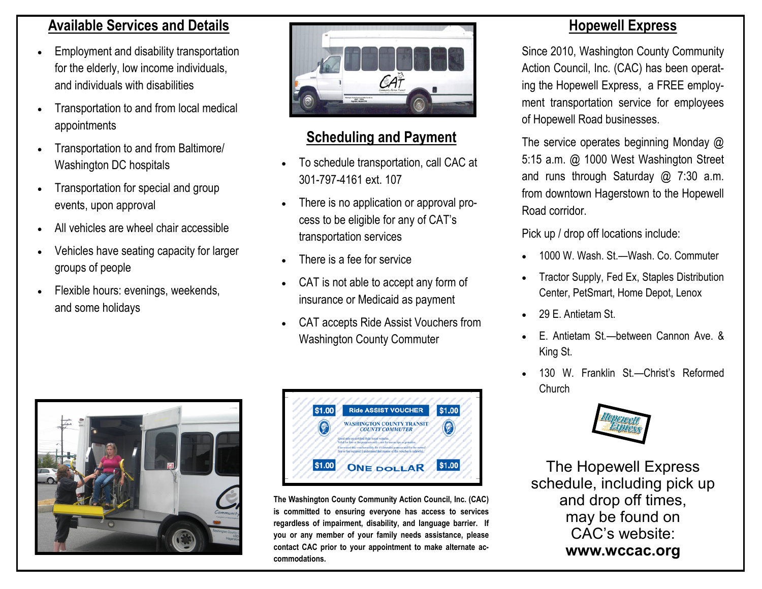## Available Services and Details

- Employment and disability transportation for the elderly, low income individuals, and individuals with disabilities
- Transportation to and from local medical appointments
- Transportation to and from Baltimore/ Washington DC hospitals
- Transportation for special and group events, upon approval
- All vehicles are wheel chair accessible
- Vehicles have seating capacity for larger groups of people
- Flexible hours: evenings, weekends, and some holidays

## Scheduling and Payment

- To schedule transportation, call CAC at 301-797-4161 ext. 107
- There is no application or approval process to be eligible for any of CAT's transportation services
- There is a fee for service
- CAT is not able to accept any form of insurance or Medicaid as payment
- CAT accepts Ride Assist Vouchers from Washington County Commuter

**The Washington County Community Action Council, Inc. (CAC) is committed to ensuring everyone has access to services regardless of impairment, disability, and language barrier. If you or any member of your family needs assistance, please contact CAC prior to your appointment to make alternate accommodations.**

## Hopewell Express

Since 2010, Washington County Community Action Council, Inc. (CAC) has been operating the Hopewell Express, a FREE employment transportation service for employees of Hopewell Road businesses.

The service operates beginning Monday @ 5:15 a.m. @ 1000 West Washington Street and runs through Saturday @ 7:30 a.m. from downtown Hagerstown to the Hopewell Road corridor.

Pick up / drop off locations include:

- 1000 W. Wash. St.—Wash. Co. Commuter
- Tractor Supply, Fed Ex, Staples Distribution Center, PetSmart, Home Depot, Lenox
- 29 E. Antietam St.
- E. Antietam St.—between Cannon Ave. & King St.
- 130 W. Franklin St.—Christ's Reformed Church

The Hopewell Express schedule, including pick up and drop off times, may be found on CAC's website:
**www.wccac.org**